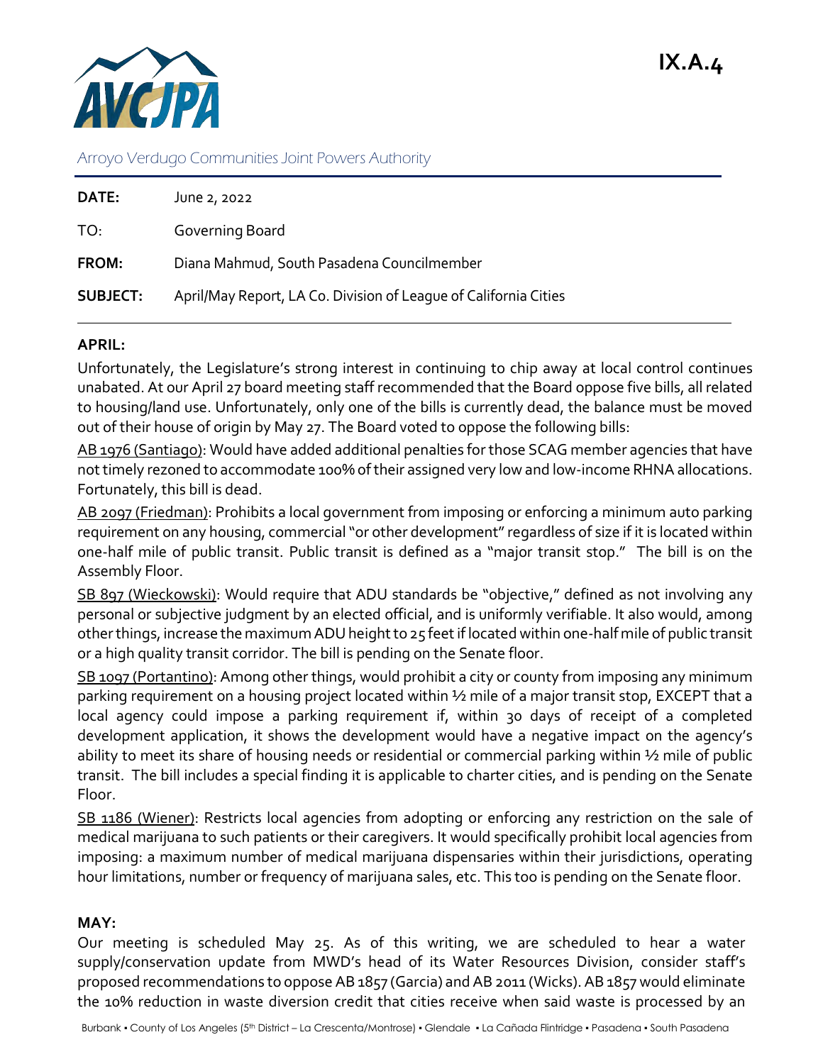IX.A.4

AVCJPA

Arroyo Verdugo Communities Joint Powers Authority

| | |
|---|---|
| **DATE:** | June 2, 2022 |
| TO: | Governing Board |
| **FROM:** | Diana Mahmud, South Pasadena Councilmember |
| **SUBJECT:** | April/May Report, LA Co. Division of League of California Cities |

**APRIL:**

Unfortunately, the Legislature's strong interest in continuing to chip away at local control continues unabated. At our April 27 board meeting staff recommended that the Board oppose five bills, all related to housing/land use. Unfortunately, only one of the bills is currently dead, the balance must be moved out of their house of origin by May 27. The Board voted to oppose the following bills:

AB 1976 (Santiago): Would have added additional penalties for those SCAG member agencies that have not timely rezoned to accommodate 100% of their assigned very low and low-income RHNA allocations. Fortunately, this bill is dead.

AB 2097 (Friedman): Prohibits a local government from imposing or enforcing a minimum auto parking requirement on any housing, commercial "or other development" regardless of size if it is located within one-half mile of public transit. Public transit is defined as a "major transit stop." The bill is on the Assembly Floor.

SB 897 (Wieckowski): Would require that ADU standards be "objective," defined as not involving any personal or subjective judgment by an elected official, and is uniformly verifiable. It also would, among other things, increase the maximum ADU height to 25 feet if located within one-half mile of public transit or a high quality transit corridor. The bill is pending on the Senate floor.

SB 1097 (Portantino): Among other things, would prohibit a city or county from imposing any minimum parking requirement on a housing project located within ½ mile of a major transit stop, EXCEPT that a local agency could impose a parking requirement if, within 30 days of receipt of a completed development application, it shows the development would have a negative impact on the agency's ability to meet its share of housing needs or residential or commercial parking within ½ mile of public transit. The bill includes a special finding it is applicable to charter cities, and is pending on the Senate Floor.

SB 1186 (Wiener): Restricts local agencies from adopting or enforcing any restriction on the sale of medical marijuana to such patients or their caregivers. It would specifically prohibit local agencies from imposing: a maximum number of medical marijuana dispensaries within their jurisdictions, operating hour limitations, number or frequency of marijuana sales, etc. This too is pending on the Senate floor.

**MAY:**

Our meeting is scheduled May 25. As of this writing, we are scheduled to hear a water supply/conservation update from MWD's head of its Water Resources Division, consider staff's proposed recommendations to oppose AB 1857 (Garcia) and AB 2011 (Wicks). AB 1857 would eliminate the 10% reduction in waste diversion credit that cities receive when said waste is processed by an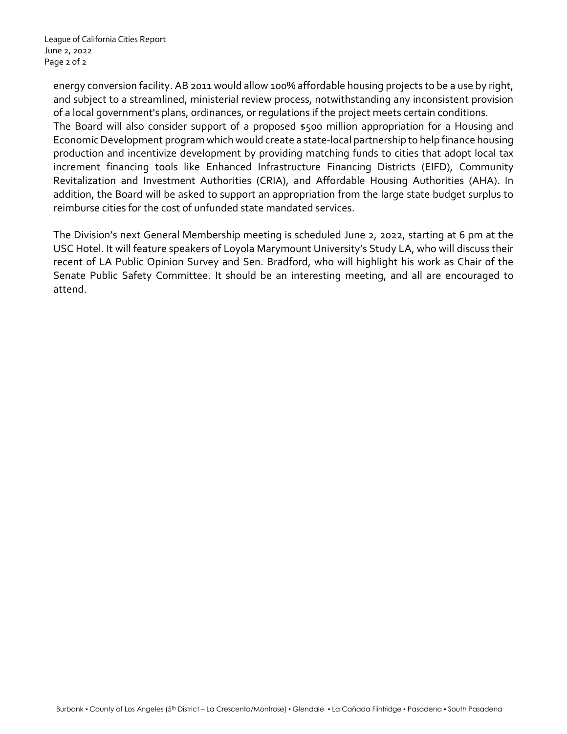energy conversion facility. AB 2011 would allow 100% affordable housing projects to be a use by right, and subject to a streamlined, ministerial review process, notwithstanding any inconsistent provision of a local government's plans, ordinances, or regulations if the project meets certain conditions.
The Board will also consider support of a proposed $500 million appropriation for a Housing and Economic Development program which would create a state-local partnership to help finance housing production and incentivize development by providing matching funds to cities that adopt local tax increment financing tools like Enhanced Infrastructure Financing Districts (EIFD), Community Revitalization and Investment Authorities (CRIA), and Affordable Housing Authorities (AHA). In addition, the Board will be asked to support an appropriation from the large state budget surplus to reimburse cities for the cost of unfunded state mandated services.

The Division's next General Membership meeting is scheduled June 2, 2022, starting at 6 pm at the USC Hotel. It will feature speakers of Loyola Marymount University's Study LA, who will discuss their recent of LA Public Opinion Survey and Sen. Bradford, who will highlight his work as Chair of the Senate Public Safety Committee. It should be an interesting meeting, and all are encouraged to attend.